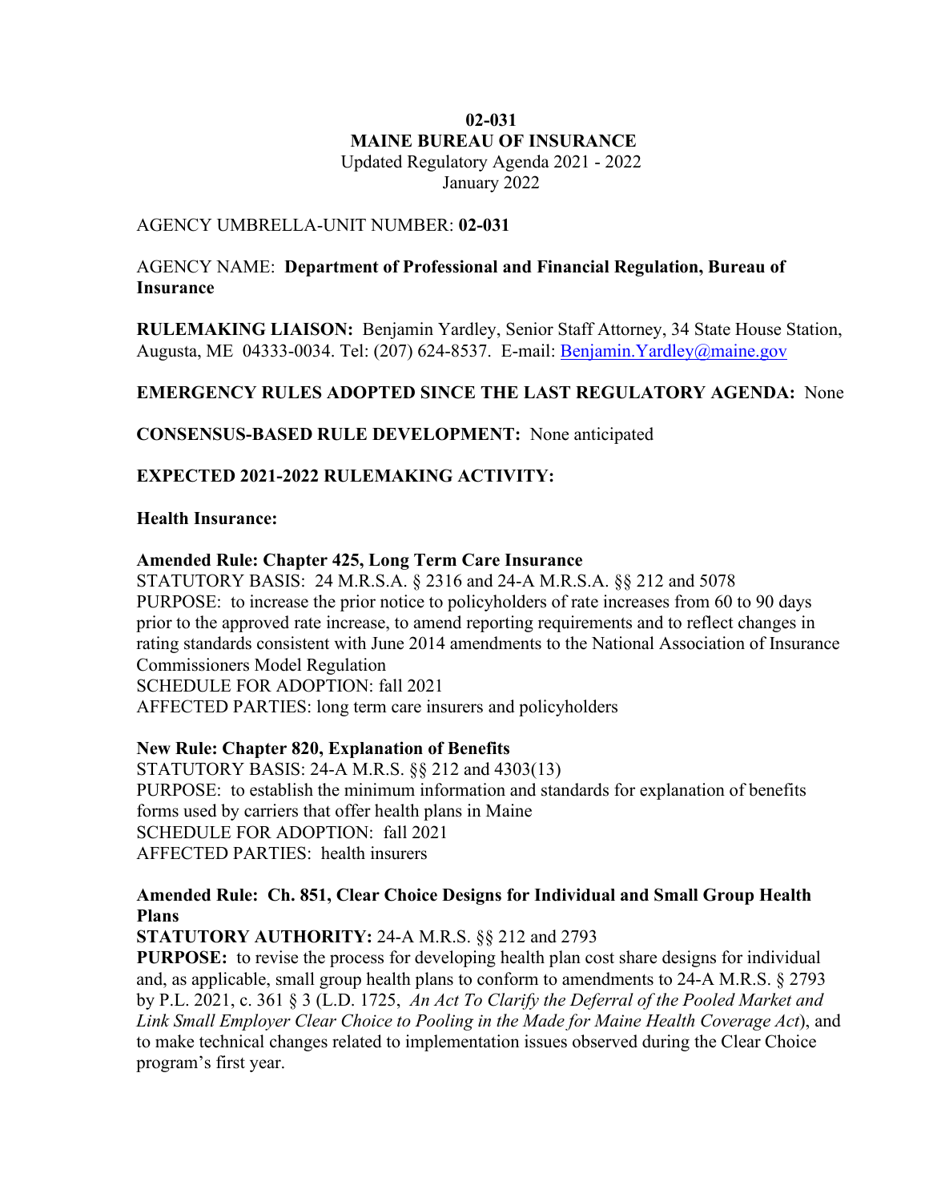**02-031**
**MAINE BUREAU OF INSURANCE**
Updated Regulatory Agenda 2021 - 2022
January 2022

AGENCY UMBRELLA-UNIT NUMBER: **02-031**

AGENCY NAME: **Department of Professional and Financial Regulation, Bureau of Insurance**

**RULEMAKING LIAISON:** Benjamin Yardley, Senior Staff Attorney, 34 State House Station, Augusta, ME 04333-0034. Tel: (207) 624-8537. E-mail: Benjamin.Yardley@maine.gov

**EMERGENCY RULES ADOPTED SINCE THE LAST REGULATORY AGENDA:** None

**CONSENSUS-BASED RULE DEVELOPMENT:** None anticipated

**EXPECTED 2021-2022 RULEMAKING ACTIVITY:**

**Health Insurance:**

**Amended Rule: Chapter 425, Long Term Care Insurance**
STATUTORY BASIS: 24 M.R.S.A. § 2316 and 24-A M.R.S.A. §§ 212 and 5078
PURPOSE: to increase the prior notice to policyholders of rate increases from 60 to 90 days prior to the approved rate increase, to amend reporting requirements and to reflect changes in rating standards consistent with June 2014 amendments to the National Association of Insurance Commissioners Model Regulation
SCHEDULE FOR ADOPTION: fall 2021
AFFECTED PARTIES: long term care insurers and policyholders

**New Rule: Chapter 820, Explanation of Benefits**
STATUTORY BASIS: 24-A M.R.S. §§ 212 and 4303(13)
PURPOSE: to establish the minimum information and standards for explanation of benefits forms used by carriers that offer health plans in Maine
SCHEDULE FOR ADOPTION: fall 2021
AFFECTED PARTIES: health insurers

**Amended Rule: Ch. 851, Clear Choice Designs for Individual and Small Group Health Plans**
**STATUTORY AUTHORITY:** 24-A M.R.S. §§ 212 and 2793
**PURPOSE:** to revise the process for developing health plan cost share designs for individual and, as applicable, small group health plans to conform to amendments to 24-A M.R.S. § 2793 by P.L. 2021, c. 361 § 3 (L.D. 1725, *An Act To Clarify the Deferral of the Pooled Market and Link Small Employer Clear Choice to Pooling in the Made for Maine Health Coverage Act*), and to make technical changes related to implementation issues observed during the Clear Choice program's first year.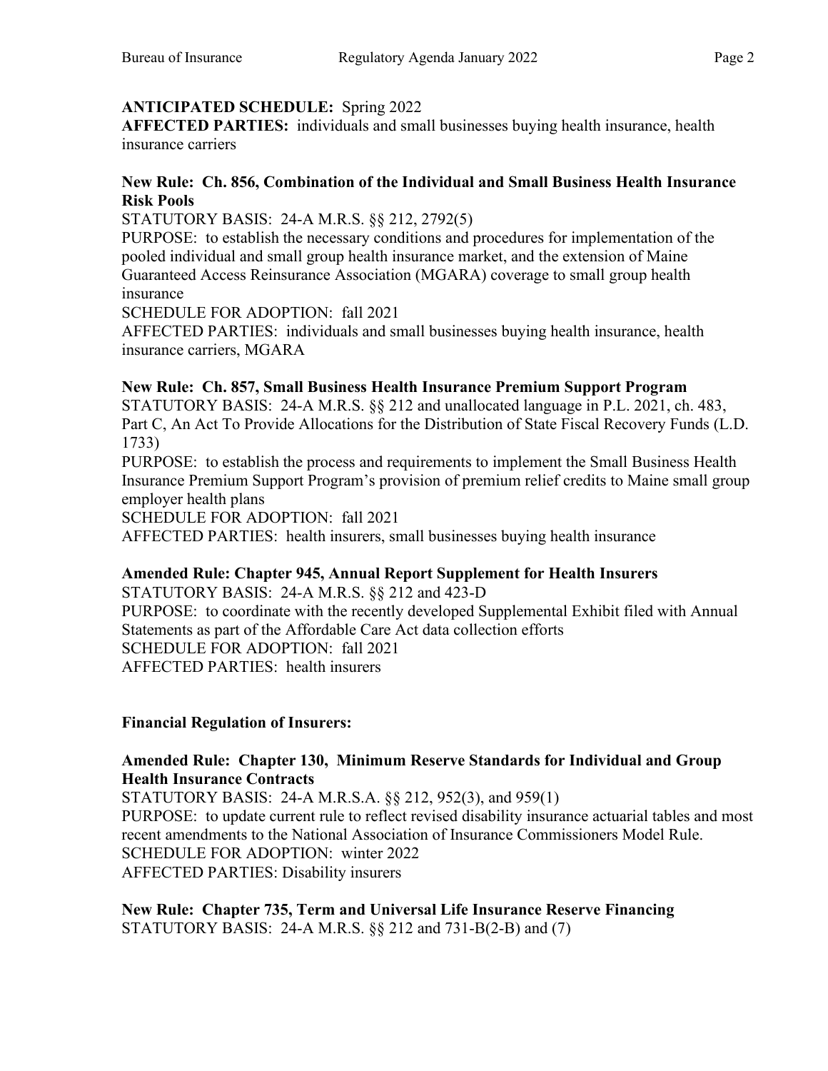**ANTICIPATED SCHEDULE:** Spring 2022
**AFFECTED PARTIES:** individuals and small businesses buying health insurance, health insurance carriers

**New Rule: Ch. 856, Combination of the Individual and Small Business Health Insurance Risk Pools**
STATUTORY BASIS: 24-A M.R.S. §§ 212, 2792(5)
PURPOSE: to establish the necessary conditions and procedures for implementation of the pooled individual and small group health insurance market, and the extension of Maine Guaranteed Access Reinsurance Association (MGARA) coverage to small group health insurance
SCHEDULE FOR ADOPTION: fall 2021
AFFECTED PARTIES: individuals and small businesses buying health insurance, health insurance carriers, MGARA

**New Rule: Ch. 857, Small Business Health Insurance Premium Support Program**
STATUTORY BASIS: 24-A M.R.S. §§ 212 and unallocated language in P.L. 2021, ch. 483, Part C, An Act To Provide Allocations for the Distribution of State Fiscal Recovery Funds (L.D. 1733)
PURPOSE: to establish the process and requirements to implement the Small Business Health Insurance Premium Support Program's provision of premium relief credits to Maine small group employer health plans
SCHEDULE FOR ADOPTION: fall 2021
AFFECTED PARTIES: health insurers, small businesses buying health insurance

**Amended Rule: Chapter 945, Annual Report Supplement for Health Insurers**
STATUTORY BASIS: 24-A M.R.S. §§ 212 and 423-D
PURPOSE: to coordinate with the recently developed Supplemental Exhibit filed with Annual Statements as part of the Affordable Care Act data collection efforts
SCHEDULE FOR ADOPTION: fall 2021
AFFECTED PARTIES: health insurers

**Financial Regulation of Insurers:**

**Amended Rule: Chapter 130, Minimum Reserve Standards for Individual and Group Health Insurance Contracts**
STATUTORY BASIS: 24-A M.R.S.A. §§ 212, 952(3), and 959(1)
PURPOSE: to update current rule to reflect revised disability insurance actuarial tables and most recent amendments to the National Association of Insurance Commissioners Model Rule.
SCHEDULE FOR ADOPTION: winter 2022
AFFECTED PARTIES: Disability insurers

**New Rule: Chapter 735, Term and Universal Life Insurance Reserve Financing**
STATUTORY BASIS: 24-A M.R.S. §§ 212 and 731-B(2-B) and (7)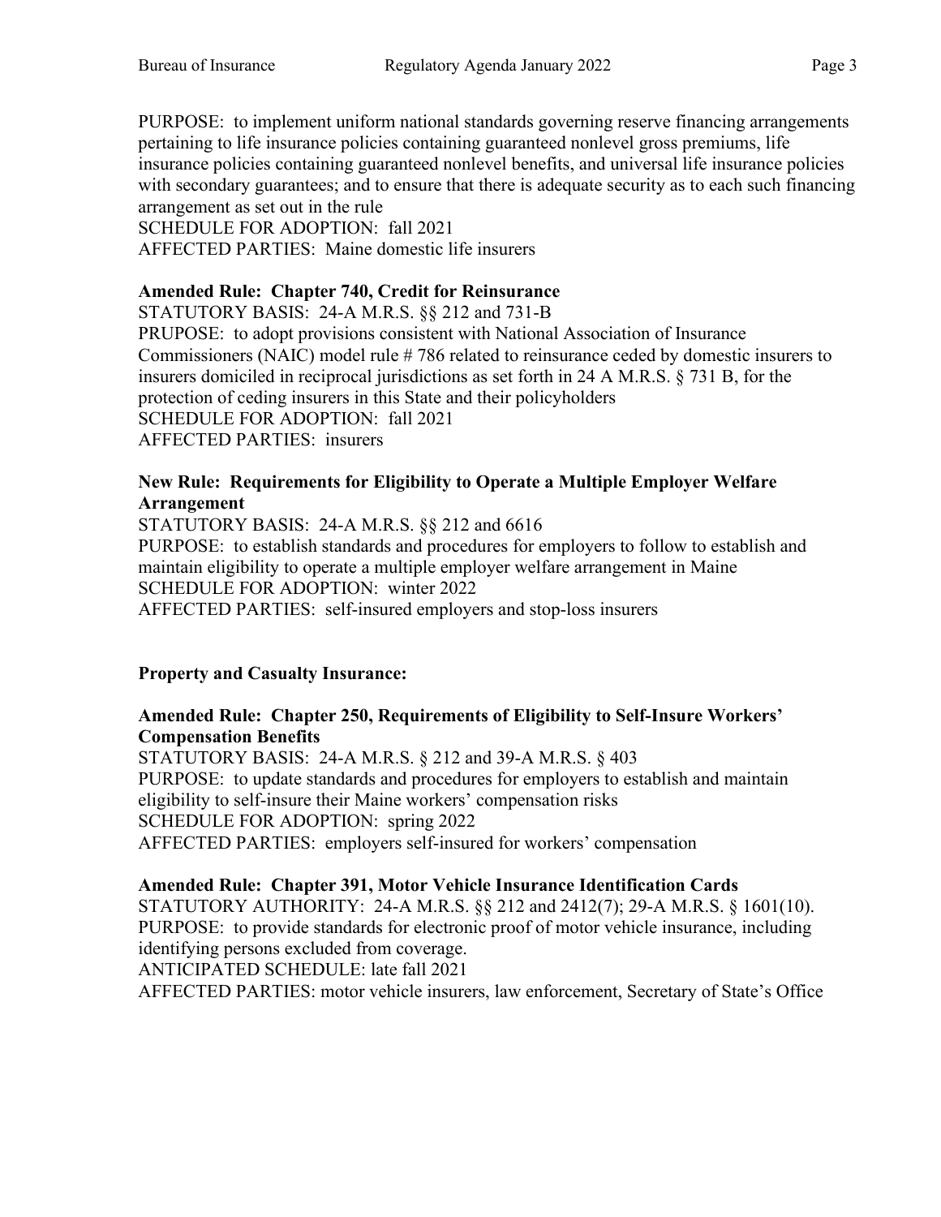PURPOSE: to implement uniform national standards governing reserve financing arrangements pertaining to life insurance policies containing guaranteed nonlevel gross premiums, life insurance policies containing guaranteed nonlevel benefits, and universal life insurance policies with secondary guarantees; and to ensure that there is adequate security as to each such financing arrangement as set out in the rule
SCHEDULE FOR ADOPTION: fall 2021
AFFECTED PARTIES: Maine domestic life insurers

**Amended Rule: Chapter 740, Credit for Reinsurance**
STATUTORY BASIS: 24-A M.R.S. §§ 212 and 731-B
PRUPOSE: to adopt provisions consistent with National Association of Insurance Commissioners (NAIC) model rule # 786 related to reinsurance ceded by domestic insurers to insurers domiciled in reciprocal jurisdictions as set forth in 24 A M.R.S. § 731 B, for the protection of ceding insurers in this State and their policyholders
SCHEDULE FOR ADOPTION: fall 2021
AFFECTED PARTIES: insurers

**New Rule: Requirements for Eligibility to Operate a Multiple Employer Welfare Arrangement**
STATUTORY BASIS: 24-A M.R.S. §§ 212 and 6616
PURPOSE: to establish standards and procedures for employers to follow to establish and maintain eligibility to operate a multiple employer welfare arrangement in Maine
SCHEDULE FOR ADOPTION: winter 2022
AFFECTED PARTIES: self-insured employers and stop-loss insurers

**Property and Casualty Insurance:**

**Amended Rule: Chapter 250, Requirements of Eligibility to Self-Insure Workers' Compensation Benefits**
STATUTORY BASIS: 24-A M.R.S. § 212 and 39-A M.R.S. § 403
PURPOSE: to update standards and procedures for employers to establish and maintain eligibility to self-insure their Maine workers' compensation risks
SCHEDULE FOR ADOPTION: spring 2022
AFFECTED PARTIES: employers self-insured for workers' compensation

**Amended Rule: Chapter 391, Motor Vehicle Insurance Identification Cards**
STATUTORY AUTHORITY: 24-A M.R.S. §§ 212 and 2412(7); 29-A M.R.S. § 1601(10).
PURPOSE: to provide standards for electronic proof of motor vehicle insurance, including identifying persons excluded from coverage.
ANTICIPATED SCHEDULE: late fall 2021
AFFECTED PARTIES: motor vehicle insurers, law enforcement, Secretary of State's Office